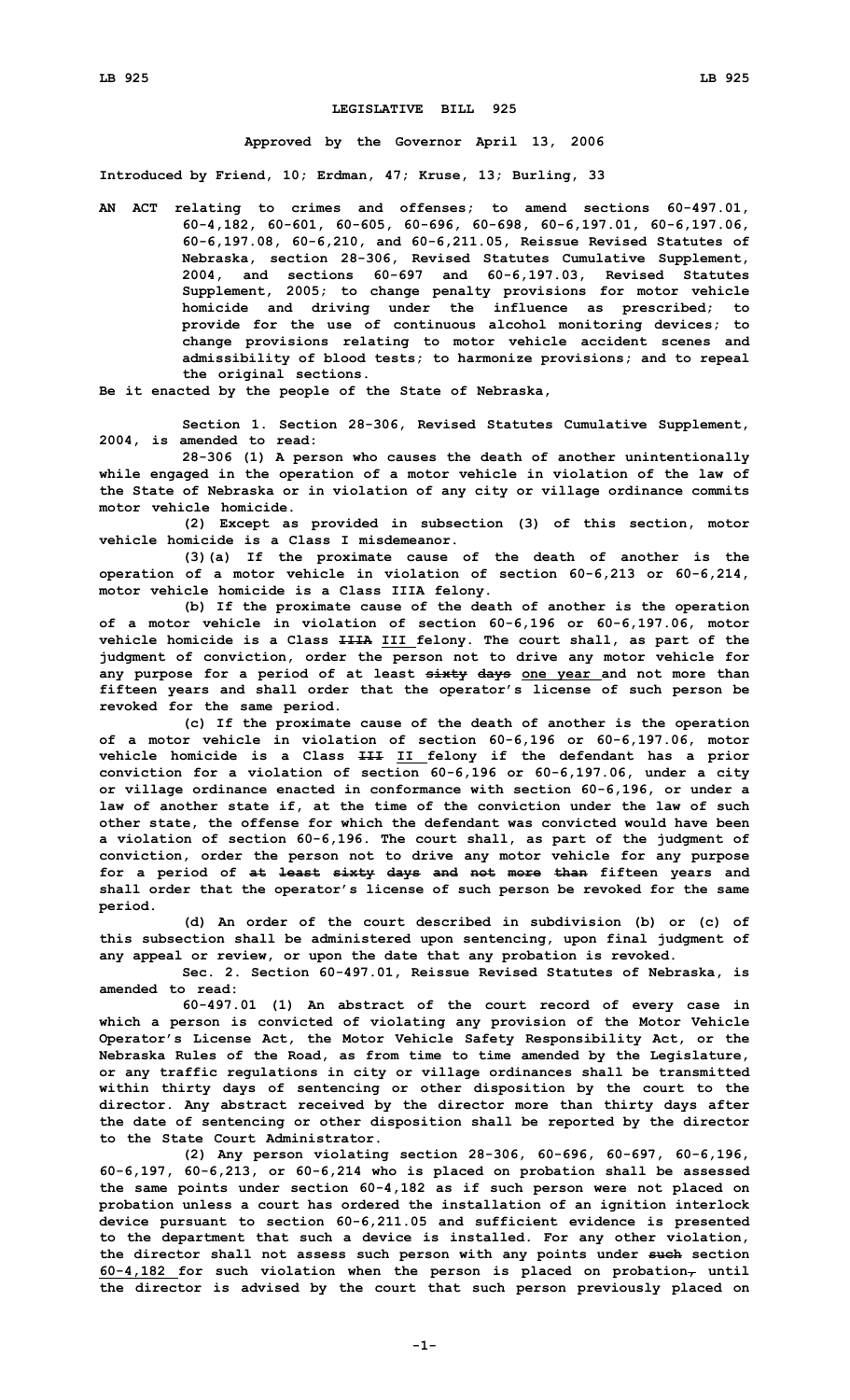# LEGISLATIVE BILL 925

**Approved by the Governor April 13, 2006**

**Introduced by Friend, 10; Erdman, 47; Kruse, 13; Burling, 33**

**AN ACT relating to crimes and offenses; to amend sections 60-497.01, 60-4,182, 60-601, 60-605, 60-696, 60-698, 60-6,197.01, 60-6,197.06, 60-6,197.08, 60-6,210, and 60-6,211.05, Reissue Revised Statutes of Nebraska, section 28-306, Revised Statutes Cumulative Supplement, 2004, and sections 60-697 and 60-6,197.03, Revised Statutes Supplement, 2005; to change penalty provisions for motor vehicle homicide and driving under the influence as prescribed; to provide for the use of continuous alcohol monitoring devices; to change provisions relating to motor vehicle accident scenes and admissibility of blood tests; to harmonize provisions; and to repeal the original sections.**

**Be it enacted by the people of the State of Nebraska,**

**Section 1. Section 28-306, Revised Statutes Cumulative Supplement, 2004, is amended to read:**

**28-306 (1) A person who causes the death of another unintentionally while engaged in the operation of a motor vehicle in violation of the law of the State of Nebraska or in violation of any city or village ordinance commits motor vehicle homicide.**

**(2) Except as provided in subsection (3) of this section, motor vehicle homicide is a Class I misdemeanor.**

**(3)(a) If the proximate cause of the death of another is the operation of a motor vehicle in violation of section 60-6,213 or 60-6,214, motor vehicle homicide is a Class IIIA felony.**

**(b) If the proximate cause of the death of another is the operation of a motor vehicle in violation of section 60-6,196 or 60-6,197.06, motor vehicle homicide is a Class ~~IIIA~~ III felony. The court shall, as part of the judgment of conviction, order the person not to drive any motor vehicle for any purpose for a period of at least ~~sixty days~~ one year and not more than fifteen years and shall order that the operator's license of such person be revoked for the same period.**

**(c) If the proximate cause of the death of another is the operation of a motor vehicle in violation of section 60-6,196 or 60-6,197.06, motor vehicle homicide is a Class ~~III~~ II felony if the defendant has a prior conviction for a violation of section 60-6,196 or 60-6,197.06, under a city or village ordinance enacted in conformance with section 60-6,196, or under a law of another state if, at the time of the conviction under the law of such other state, the offense for which the defendant was convicted would have been a violation of section 60-6,196. The court shall, as part of the judgment of conviction, order the person not to drive any motor vehicle for any purpose for a period of ~~at least sixty days and not more than~~ fifteen years and shall order that the operator's license of such person be revoked for the same period.**

**(d) An order of the court described in subdivision (b) or (c) of this subsection shall be administered upon sentencing, upon final judgment of any appeal or review, or upon the date that any probation is revoked.**

**Sec. 2. Section 60-497.01, Reissue Revised Statutes of Nebraska, is amended to read:**

**60-497.01 (1) An abstract of the court record of every case in which a person is convicted of violating any provision of the Motor Vehicle Operator's License Act, the Motor Vehicle Safety Responsibility Act, or the Nebraska Rules of the Road, as from time to time amended by the Legislature, or any traffic regulations in city or village ordinances shall be transmitted within thirty days of sentencing or other disposition by the court to the director. Any abstract received by the director more than thirty days after the date of sentencing or other disposition shall be reported by the director to the State Court Administrator.**

**(2) Any person violating section 28-306, 60-696, 60-697, 60-6,196, 60-6,197, 60-6,213, or 60-6,214 who is placed on probation shall be assessed the same points under section 60-4,182 as if such person were not placed on probation unless a court has ordered the installation of an ignition interlock device pursuant to section 60-6,211.05 and sufficient evidence is presented to the department that such a device is installed. For any other violation, the director shall not assess such person with any points under ~~such~~ section 60-4,182 for such violation when the person is placed on probation~~,~~ until the director is advised by the court that such person previously placed on**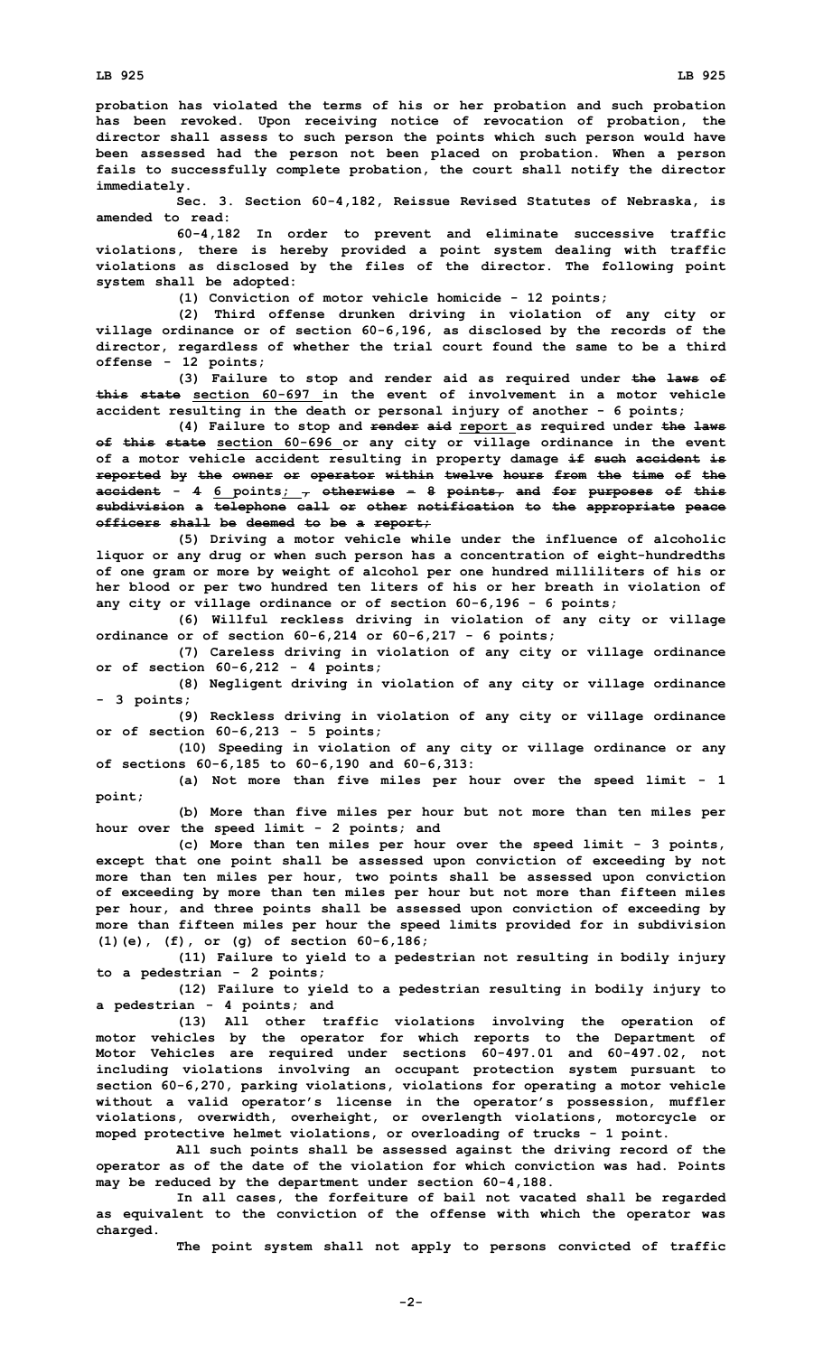probation has violated the terms of his or her probation and such probation has been revoked. Upon receiving notice of revocation of probation, the director shall assess to such person the points which such person would have been assessed had the person not been placed on probation. When a person fails to successfully complete probation, the court shall notify the director immediately.

Sec. 3. Section 60-4,182, Reissue Revised Statutes of Nebraska, is amended to read:

60-4,182 In order to prevent and eliminate successive traffic violations, there is hereby provided a point system dealing with traffic violations as disclosed by the files of the director. The following point system shall be adopted:

(1) Conviction of motor vehicle homicide - 12 points;

(2) Third offense drunken driving in violation of any city or village ordinance or of section 60-6,196, as disclosed by the records of the director, regardless of whether the trial court found the same to be a third offense - 12 points;

(3) Failure to stop and render aid as required under ~~the laws of this state~~ section 60-697 in the event of involvement in a motor vehicle accident resulting in the death or personal injury of another - 6 points;

(4) Failure to stop and ~~render aid~~ report as required under ~~the laws of this state~~ section 60-696 or any city or village ordinance in the event of a motor vehicle accident resulting in property damage ~~if such accident is reported by the owner or operator within twelve hours from the time of the accident~~ - ~~4~~ 6 points; ~~, otherwise - 8 points, and for purposes of this subdivision a telephone call or other notification to the appropriate peace officers shall be deemed to be a report;~~

(5) Driving a motor vehicle while under the influence of alcoholic liquor or any drug or when such person has a concentration of eight-hundredths of one gram or more by weight of alcohol per one hundred milliliters of his or her blood or per two hundred ten liters of his or her breath in violation of any city or village ordinance or of section 60-6,196 - 6 points;

(6) Willful reckless driving in violation of any city or village ordinance or of section 60-6,214 or 60-6,217 - 6 points;

(7) Careless driving in violation of any city or village ordinance or of section 60-6,212 - 4 points;

(8) Negligent driving in violation of any city or village ordinance - 3 points;

(9) Reckless driving in violation of any city or village ordinance or of section 60-6,213 - 5 points;

(10) Speeding in violation of any city or village ordinance or any of sections 60-6,185 to 60-6,190 and 60-6,313:

(a) Not more than five miles per hour over the speed limit - 1 point;

(b) More than five miles per hour but not more than ten miles per hour over the speed limit - 2 points; and

(c) More than ten miles per hour over the speed limit - 3 points, except that one point shall be assessed upon conviction of exceeding by not more than ten miles per hour, two points shall be assessed upon conviction of exceeding by more than ten miles per hour but not more than fifteen miles per hour, and three points shall be assessed upon conviction of exceeding by more than fifteen miles per hour the speed limits provided for in subdivision (1)(e), (f), or (g) of section 60-6,186;

(11) Failure to yield to a pedestrian not resulting in bodily injury to a pedestrian - 2 points;

(12) Failure to yield to a pedestrian resulting in bodily injury to a pedestrian - 4 points; and

(13) All other traffic violations involving the operation of motor vehicles by the operator for which reports to the Department of Motor Vehicles are required under sections 60-497.01 and 60-497.02, not including violations involving an occupant protection system pursuant to section 60-6,270, parking violations, violations for operating a motor vehicle without a valid operator's license in the operator's possession, muffler violations, overwidth, overheight, or overlength violations, motorcycle or moped protective helmet violations, or overloading of trucks - 1 point.

All such points shall be assessed against the driving record of the operator as of the date of the violation for which conviction was had. Points may be reduced by the department under section 60-4,188.

In all cases, the forfeiture of bail not vacated shall be regarded as equivalent to the conviction of the offense with which the operator was charged.

The point system shall not apply to persons convicted of traffic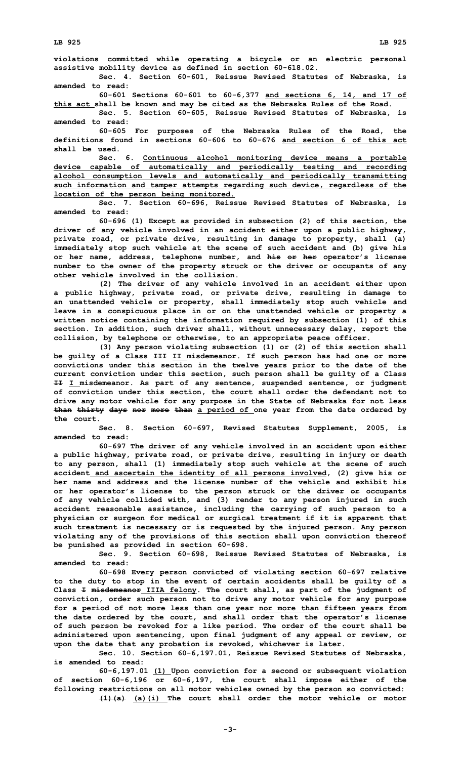violations committed while operating a bicycle or an electric personal assistive mobility device as defined in section 60-618.02.

Sec. 4. Section 60-601, Reissue Revised Statutes of Nebraska, is amended to read:

60-601 Sections 60-601 to 60-6,377 <u>and sections 6, 14, and 17 of this act</u> shall be known and may be cited as the Nebraska Rules of the Road.

Sec. 5. Section 60-605, Reissue Revised Statutes of Nebraska, is amended to read:

60-605 For purposes of the Nebraska Rules of the Road, the definitions found in sections 60-606 to 60-676 <u>and section 6 of this act</u> shall be used.

Sec. 6. <u>Continuous alcohol monitoring device means a portable device capable of automatically and periodically testing and recording alcohol consumption levels and automatically and periodically transmitting such information and tamper attempts regarding such device, regardless of the location of the person being monitored.</u>

Sec. 7. Section 60-696, Reissue Revised Statutes of Nebraska, is amended to read:

60-696 (1) Except as provided in subsection (2) of this section, the driver of any vehicle involved in an accident either upon a public highway, private road, or private drive, resulting in damage to property, shall (a) immediately stop such vehicle at the scene of such accident and (b) give his or her name, address, telephone number, and ~~his or her~~ operator's license number to the owner of the property struck or the driver or occupants of any other vehicle involved in the collision.

(2) The driver of any vehicle involved in an accident either upon a public highway, private road, or private drive, resulting in damage to an unattended vehicle or property, shall immediately stop such vehicle and leave in a conspicuous place in or on the unattended vehicle or property a written notice containing the information required by subsection (1) of this section. In addition, such driver shall, without unnecessary delay, report the collision, by telephone or otherwise, to an appropriate peace officer.

(3) Any person violating subsection (1) or (2) of this section shall be guilty of a Class ~~III~~ <u>II</u> misdemeanor. If such person has had one or more convictions under this section in the twelve years prior to the date of the current conviction under this section, such person shall be guilty of a Class ~~II~~ <u>I</u> misdemeanor. As part of any sentence, suspended sentence, or judgment of conviction under this section, the court shall order the defendant not to drive any motor vehicle for any purpose in the State of Nebraska for ~~not less than thirty days nor more than~~ <u>a period of</u> one year from the date ordered by the court.

Sec. 8. Section 60-697, Revised Statutes Supplement, 2005, is amended to read:

60-697 The driver of any vehicle involved in an accident upon either a public highway, private road, or private drive, resulting in injury or death to any person, shall (1) immediately stop such vehicle at the scene of such accident <u>and ascertain the identity of all persons involved</u>, (2) give his or her name and address and the license number of the vehicle and exhibit his or her operator's license to the person struck or the ~~driver or~~ occupants of any vehicle collided with, and (3) render to any person injured in such accident reasonable assistance, including the carrying of such person to a physician or surgeon for medical or surgical treatment if it is apparent that such treatment is necessary or is requested by the injured person. Any person violating any of the provisions of this section shall upon conviction thereof be punished as provided in section 60-698.

Sec. 9. Section 60-698, Reissue Revised Statutes of Nebraska, is amended to read:

60-698 Every person convicted of violating section 60-697 relative to the duty to stop in the event of certain accidents shall be guilty of a Class ~~I misdemeanor~~ <u>IIIA felony</u>. The court shall, as part of the judgment of conviction, order such person not to drive any motor vehicle for any purpose for a period of not ~~more~~ <u>less</u> than one year <u>nor more than fifteen years</u> from the date ordered by the court, and shall order that the operator's license of such person be revoked for a like period. The order of the court shall be administered upon sentencing, upon final judgment of any appeal or review, or upon the date that any probation is revoked, whichever is later.

Sec. 10. Section 60-6,197.01, Reissue Revised Statutes of Nebraska, is amended to read:

60-6,197.01 <u>(1)</u> Upon conviction for a second or subsequent violation of section 60-6,196 or 60-6,197, the court shall impose either of the following restrictions on all motor vehicles owned by the person so convicted:

~~(1)(a)~~ <u>(a)(i)</u> The court shall order the motor vehicle or motor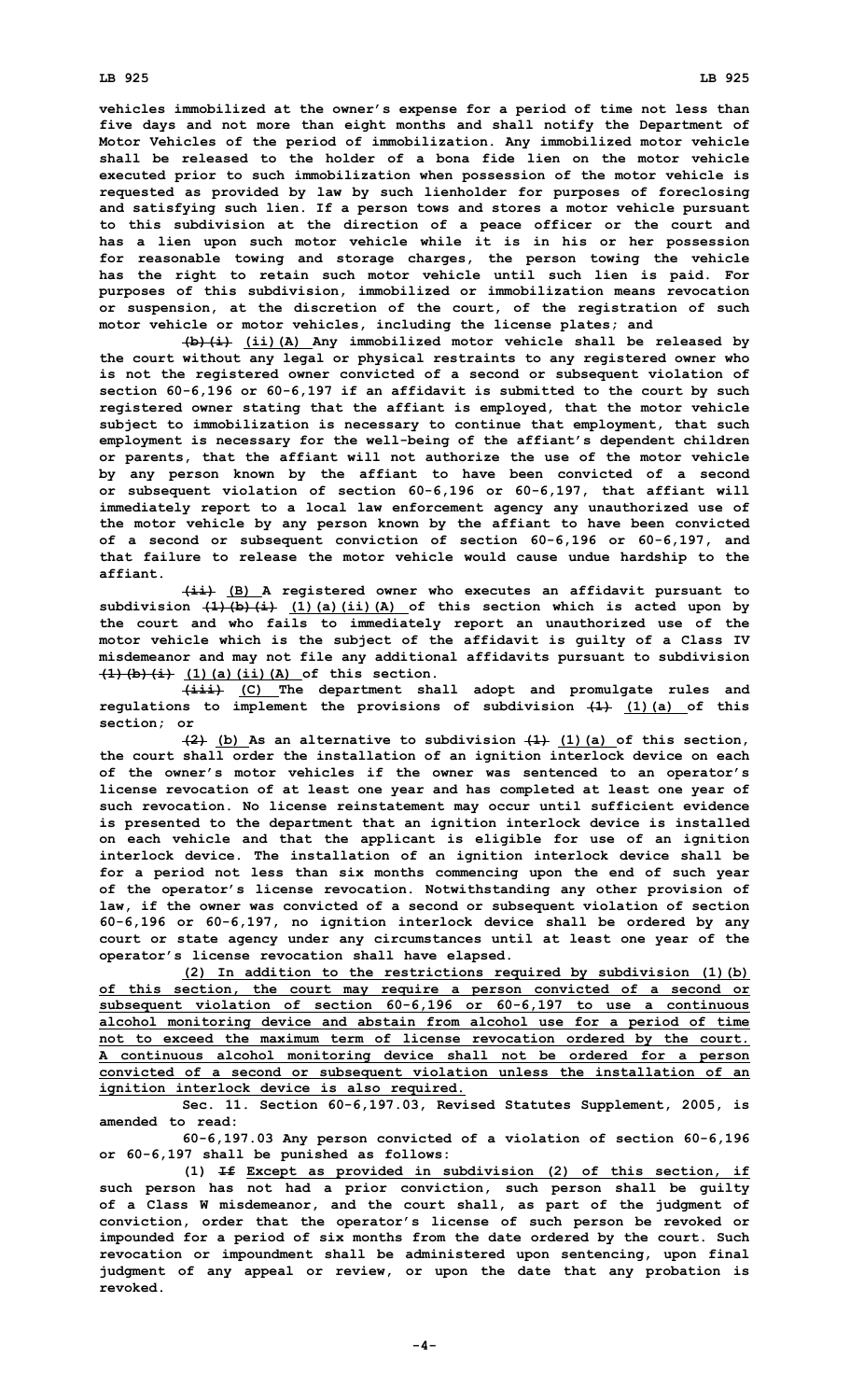vehicles immobilized at the owner's expense for a period of time not less than five days and not more than eight months and shall notify the Department of Motor Vehicles of the period of immobilization. Any immobilized motor vehicle shall be released to the holder of a bona fide lien on the motor vehicle executed prior to such immobilization when possession of the motor vehicle is requested as provided by law by such lienholder for purposes of foreclosing and satisfying such lien. If a person tows and stores a motor vehicle pursuant to this subdivision at the direction of a peace officer or the court and has a lien upon such motor vehicle while it is in his or her possession for reasonable towing and storage charges, the person towing the vehicle has the right to retain such motor vehicle until such lien is paid. For purposes of this subdivision, immobilized or immobilization means revocation or suspension, at the discretion of the court, of the registration of such motor vehicle or motor vehicles, including the license plates; and

~~(b)(i)~~ (ii)(A) Any immobilized motor vehicle shall be released by the court without any legal or physical restraints to any registered owner who is not the registered owner convicted of a second or subsequent violation of section 60-6,196 or 60-6,197 if an affidavit is submitted to the court by such registered owner stating that the affiant is employed, that the motor vehicle subject to immobilization is necessary to continue that employment, that such employment is necessary for the well-being of the affiant's dependent children or parents, that the affiant will not authorize the use of the motor vehicle by any person known by the affiant to have been convicted of a second or subsequent violation of section 60-6,196 or 60-6,197, that affiant will immediately report to a local law enforcement agency any unauthorized use of the motor vehicle by any person known by the affiant to have been convicted of a second or subsequent conviction of section 60-6,196 or 60-6,197, and that failure to release the motor vehicle would cause undue hardship to the affiant.

~~(ii)~~ (B) A registered owner who executes an affidavit pursuant to subdivision ~~(1)(b)(i)~~ (1)(a)(ii)(A) of this section which is acted upon by the court and who fails to immediately report an unauthorized use of the motor vehicle which is the subject of the affidavit is guilty of a Class IV misdemeanor and may not file any additional affidavits pursuant to subdivision ~~(1)(b)(i)~~ (1)(a)(ii)(A) of this section.

~~(iii)~~ (C) The department shall adopt and promulgate rules and regulations to implement the provisions of subdivision ~~(1)~~ (1)(a) of this section; or

~~(2)~~ (b) As an alternative to subdivision ~~(1)~~ (1)(a) of this section, the court shall order the installation of an ignition interlock device on each of the owner's motor vehicles if the owner was sentenced to an operator's license revocation of at least one year and has completed at least one year of such revocation. No license reinstatement may occur until sufficient evidence is presented to the department that an ignition interlock device is installed on each vehicle and that the applicant is eligible for use of an ignition interlock device. The installation of an ignition interlock device shall be for a period not less than six months commencing upon the end of such year of the operator's license revocation. Notwithstanding any other provision of law, if the owner was convicted of a second or subsequent violation of section 60-6,196 or 60-6,197, no ignition interlock device shall be ordered by any court or state agency under any circumstances until at least one year of the operator's license revocation shall have elapsed.

<u>(2) In addition to the restrictions required by subdivision (1)(b) of this section, the court may require a person convicted of a second or subsequent violation of section 60-6,196 or 60-6,197 to use a continuous alcohol monitoring device and abstain from alcohol use for a period of time not to exceed the maximum term of license revocation ordered by the court. A continuous alcohol monitoring device shall not be ordered for a person convicted of a second or subsequent violation unless the installation of an ignition interlock device is also required.</u>

Sec. 11. Section 60-6,197.03, Revised Statutes Supplement, 2005, is amended to read:

60-6,197.03 Any person convicted of a violation of section 60-6,196 or 60-6,197 shall be punished as follows:

(1) ~~If~~ <u>Except as provided in subdivision (2) of this section, if</u> such person has not had a prior conviction, such person shall be guilty of a Class W misdemeanor, and the court shall, as part of the judgment of conviction, order that the operator's license of such person be revoked or impounded for a period of six months from the date ordered by the court. Such revocation or impoundment shall be administered upon sentencing, upon final judgment of any appeal or review, or upon the date that any probation is revoked.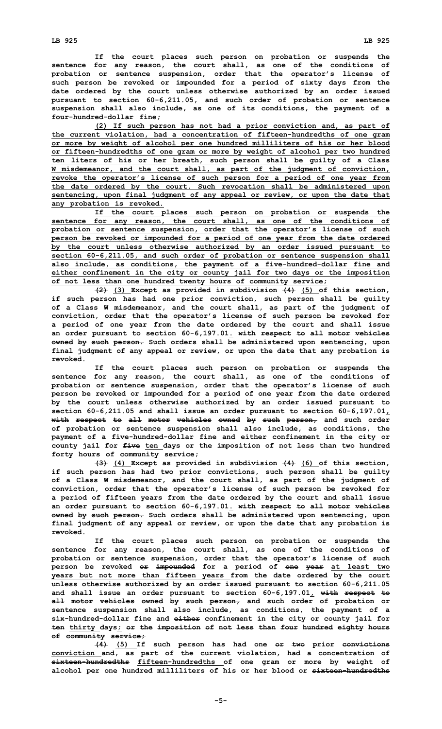If the court places such person on probation or suspends the sentence for any reason, the court shall, as one of the conditions of probation or sentence suspension, order that the operator's license of such person be revoked or impounded for a period of sixty days from the date ordered by the court unless otherwise authorized by an order issued pursuant to section 60-6,211.05, and such order of probation or sentence suspension shall also include, as one of its conditions, the payment of a four-hundred-dollar fine;

(2) If such person has not had a prior conviction and, as part of the current violation, had a concentration of fifteen-hundredths of one gram or more by weight of alcohol per one hundred milliliters of his or her blood or fifteen-hundredths of one gram or more by weight of alcohol per two hundred ten liters of his or her breath, such person shall be guilty of a Class W misdemeanor, and the court shall, as part of the judgment of conviction, revoke the operator's license of such person for a period of one year from the date ordered by the court. Such revocation shall be administered upon sentencing, upon final judgment of any appeal or review, or upon the date that any probation is revoked.

If the court places such person on probation or suspends the sentence for any reason, the court shall, as one of the conditions of probation or sentence suspension, order that the operator's license of such person be revoked or impounded for a period of one year from the date ordered by the court unless otherwise authorized by an order issued pursuant to section 60-6,211.05, and such order of probation or sentence suspension shall also include, as conditions, the payment of a five-hundred-dollar fine and either confinement in the city or county jail for two days or the imposition of not less than one hundred twenty hours of community service;

~~(2)~~ (3) Except as provided in subdivision ~~(4)~~ (5) of this section, if such person has had one prior conviction, such person shall be guilty of a Class W misdemeanor, and the court shall, as part of the judgment of conviction, order that the operator's license of such person be revoked for a period of one year from the date ordered by the court and shall issue an order pursuant to section 60-6,197.01. ~~with respect to all motor vehicles owned by such person.~~ Such orders shall be administered upon sentencing, upon final judgment of any appeal or review, or upon the date that any probation is revoked.

If the court places such person on probation or suspends the sentence for any reason, the court shall, as one of the conditions of probation or sentence suspension, order that the operator's license of such person be revoked or impounded for a period of one year from the date ordered by the court unless otherwise authorized by an order issued pursuant to section 60-6,211.05 and shall issue an order pursuant to section 60-6,197.01, ~~with respect to all motor vehicles owned by such person,~~ and such order of probation or sentence suspension shall also include, as conditions, the payment of a five-hundred-dollar fine and either confinement in the city or county jail for ~~five~~ ten days or the imposition of not less than two hundred forty hours of community service;

~~(3)~~ (4) Except as provided in subdivision ~~(4)~~ (6) of this section, if such person has had two prior convictions, such person shall be guilty of a Class W misdemeanor, and the court shall, as part of the judgment of conviction, order that the operator's license of such person be revoked for a period of fifteen years from the date ordered by the court and shall issue an order pursuant to section 60-6,197.01. ~~with respect to all motor vehicles owned by such person.~~ Such orders shall be administered upon sentencing, upon final judgment of any appeal or review, or upon the date that any probation is revoked.

If the court places such person on probation or suspends the sentence for any reason, the court shall, as one of the conditions of probation or sentence suspension, order that the operator's license of such person be revoked ~~or impounded~~ for a period of ~~one year~~ at least two years but not more than fifteen years from the date ordered by the court unless otherwise authorized by an order issued pursuant to section 60-6,211.05 and shall issue an order pursuant to section 60-6,197.01, ~~with respect to all motor vehicles owned by such person,~~ and such order of probation or sentence suspension shall also include, as conditions, the payment of a six-hundred-dollar fine and ~~either~~ confinement in the city or county jail for ~~ten~~ thirty days; ~~or the imposition of not less than four hundred eighty hours of community service;~~

~~(4)~~ (5) If such person has had one ~~or two~~ prior ~~convictions~~ conviction and, as part of the current violation, had a concentration of ~~sixteen-hundredths~~ fifteen-hundredths of one gram or more by weight of alcohol per one hundred milliliters of his or her blood or ~~sixteen-hundredths~~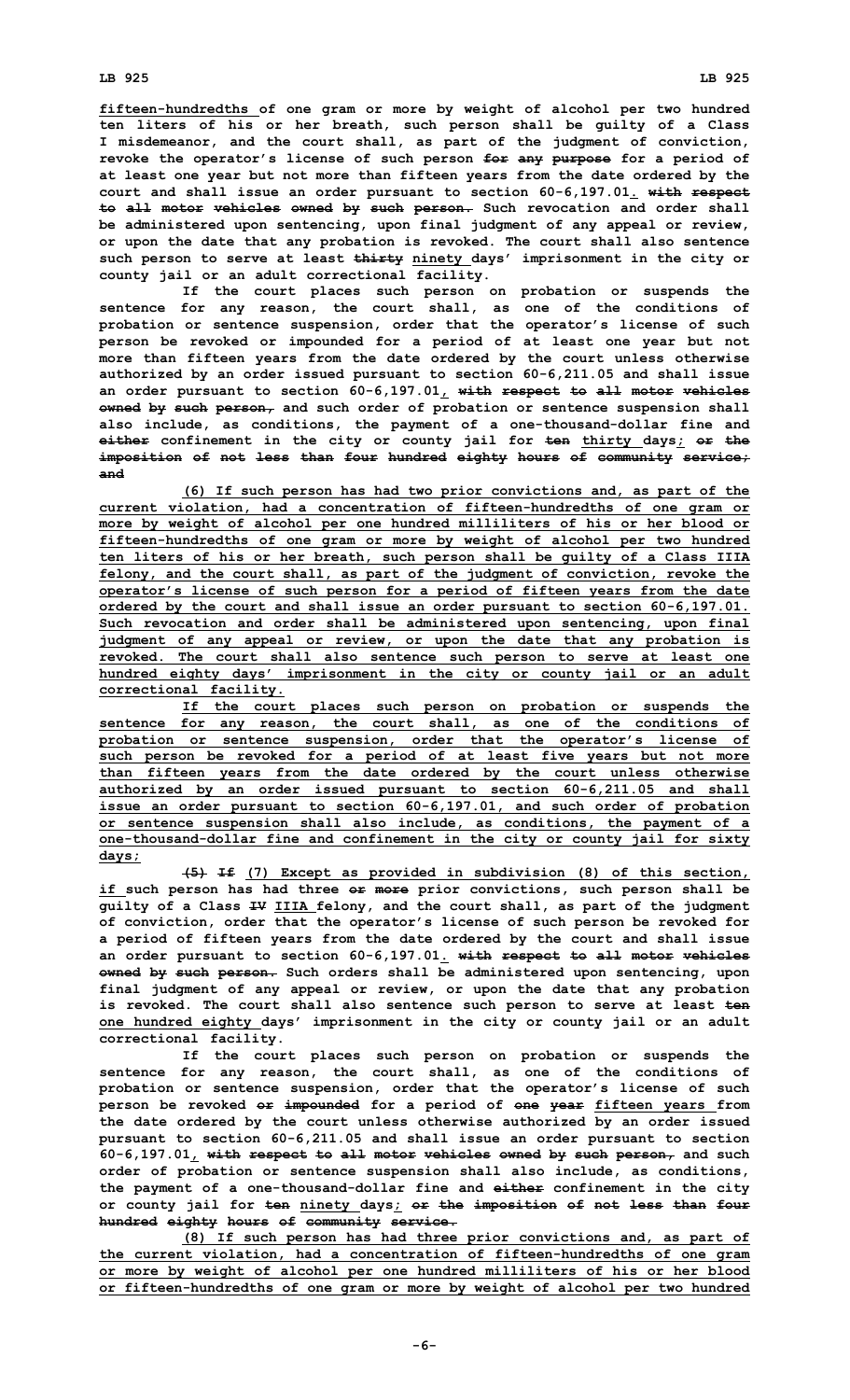fifteen-hundredths of one gram or more by weight of alcohol per two hundred ten liters of his or her breath, such person shall be guilty of a Class I misdemeanor, and the court shall, as part of the judgment of conviction, revoke the operator's license of such person ~~for any purpose~~ for a period of at least one year but not more than fifteen years from the date ordered by the court and shall issue an order pursuant to section 60-6,197.01. ~~with respect to all motor vehicles owned by such person.~~ Such revocation and order shall be administered upon sentencing, upon final judgment of any appeal or review, or upon the date that any probation is revoked. The court shall also sentence such person to serve at least ~~thirty~~ ninety days' imprisonment in the city or county jail or an adult correctional facility.

If the court places such person on probation or suspends the sentence for any reason, the court shall, as one of the conditions of probation or sentence suspension, order that the operator's license of such person be revoked or impounded for a period of at least one year but not more than fifteen years from the date ordered by the court unless otherwise authorized by an order issued pursuant to section 60-6,211.05 and shall issue an order pursuant to section 60-6,197.01, ~~with respect to all motor vehicles owned by such person,~~ and such order of probation or sentence suspension shall also include, as conditions, the payment of a one-thousand-dollar fine and ~~either~~ confinement in the city or county jail for ~~ten~~ thirty days; ~~or the imposition of not less than four hundred eighty hours of community service;~~ ~~and~~

(6) If such person has had two prior convictions and, as part of the current violation, had a concentration of fifteen-hundredths of one gram or more by weight of alcohol per one hundred milliliters of his or her blood or fifteen-hundredths of one gram or more by weight of alcohol per two hundred ten liters of his or her breath, such person shall be guilty of a Class IIIA felony, and the court shall, as part of the judgment of conviction, revoke the operator's license of such person for a period of fifteen years from the date ordered by the court and shall issue an order pursuant to section 60-6,197.01. Such revocation and order shall be administered upon sentencing, upon final judgment of any appeal or review, or upon the date that any probation is revoked. The court shall also sentence such person to serve at least one hundred eighty days' imprisonment in the city or county jail or an adult correctional facility.

If the court places such person on probation or suspends the sentence for any reason, the court shall, as one of the conditions of probation or sentence suspension, order that the operator's license of such person be revoked for a period of at least five years but not more than fifteen years from the date ordered by the court unless otherwise authorized by an order issued pursuant to section 60-6,211.05 and shall issue an order pursuant to section 60-6,197.01, and such order of probation or sentence suspension shall also include, as conditions, the payment of a one-thousand-dollar fine and confinement in the city or county jail for sixty days;

~~(5)~~ ~~If~~ (7) Except as provided in subdivision (8) of this section, if such person has had three ~~or more~~ prior convictions, such person shall be guilty of a Class ~~IV~~ IIIA felony, and the court shall, as part of the judgment of conviction, order that the operator's license of such person be revoked for a period of fifteen years from the date ordered by the court and shall issue an order pursuant to section 60-6,197.01. ~~with respect to all motor vehicles owned by such person.~~ Such orders shall be administered upon sentencing, upon final judgment of any appeal or review, or upon the date that any probation is revoked. The court shall also sentence such person to serve at least ~~ten~~ one hundred eighty days' imprisonment in the city or county jail or an adult correctional facility.

If the court places such person on probation or suspends the sentence for any reason, the court shall, as one of the conditions of probation or sentence suspension, order that the operator's license of such person be revoked ~~or impounded~~ for a period of ~~one year~~ fifteen years from the date ordered by the court unless otherwise authorized by an order issued pursuant to section 60-6,211.05 and shall issue an order pursuant to section 60-6,197.01, ~~with respect to all motor vehicles owned by such person,~~ and such order of probation or sentence suspension shall also include, as conditions, the payment of a one-thousand-dollar fine and ~~either~~ confinement in the city or county jail for ~~ten~~ ninety days; ~~or the imposition of not less than four hundred eighty hours of community service.~~

(8) If such person has had three prior convictions and, as part of the current violation, had a concentration of fifteen-hundredths of one gram or more by weight of alcohol per one hundred milliliters of his or her blood or fifteen-hundredths of one gram or more by weight of alcohol per two hundred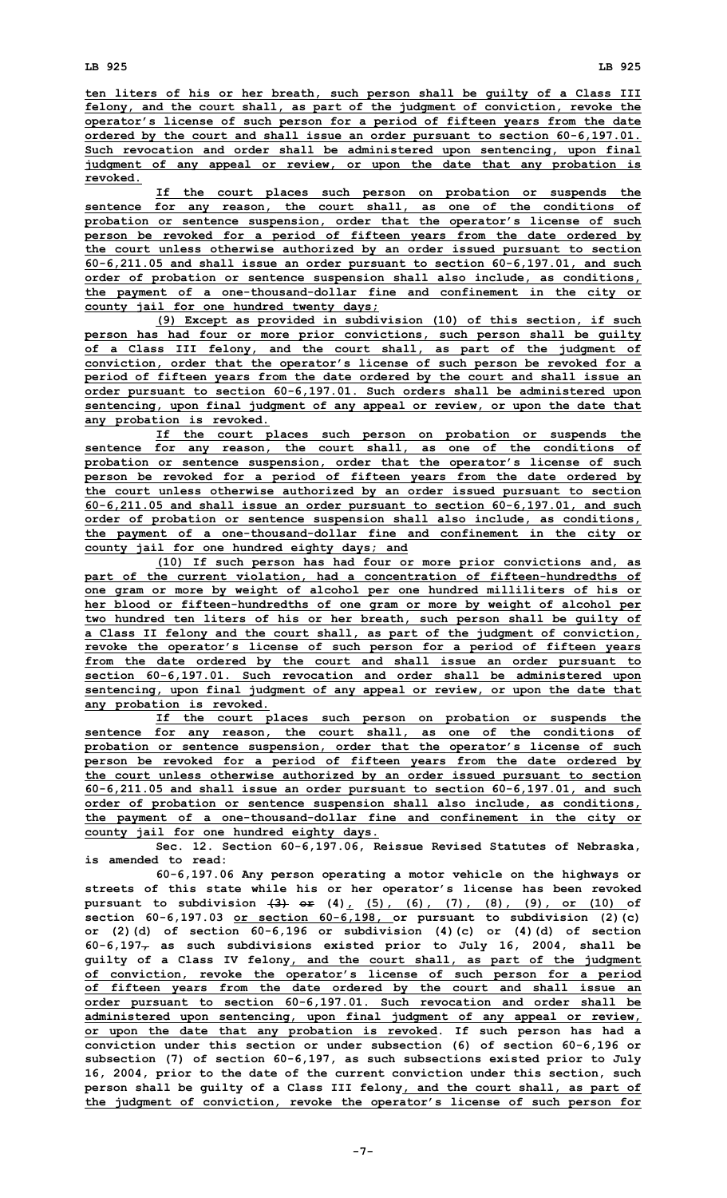ten liters of his or her breath, such person shall be guilty of a Class III felony, and the court shall, as part of the judgment of conviction, revoke the operator's license of such person for a period of fifteen years from the date ordered by the court and shall issue an order pursuant to section 60-6,197.01. Such revocation and order shall be administered upon sentencing, upon final judgment of any appeal or review, or upon the date that any probation is revoked.

If the court places such person on probation or suspends the sentence for any reason, the court shall, as one of the conditions of probation or sentence suspension, order that the operator's license of such person be revoked for a period of fifteen years from the date ordered by the court unless otherwise authorized by an order issued pursuant to section 60-6,211.05 and shall issue an order pursuant to section 60-6,197.01, and such order of probation or sentence suspension shall also include, as conditions, the payment of a one-thousand-dollar fine and confinement in the city or county jail for one hundred twenty days;

(9) Except as provided in subdivision (10) of this section, if such person has had four or more prior convictions, such person shall be guilty of a Class III felony, and the court shall, as part of the judgment of conviction, order that the operator's license of such person be revoked for a period of fifteen years from the date ordered by the court and shall issue an order pursuant to section 60-6,197.01. Such orders shall be administered upon sentencing, upon final judgment of any appeal or review, or upon the date that any probation is revoked.

If the court places such person on probation or suspends the sentence for any reason, the court shall, as one of the conditions of probation or sentence suspension, order that the operator's license of such person be revoked for a period of fifteen years from the date ordered by the court unless otherwise authorized by an order issued pursuant to section 60-6,211.05 and shall issue an order pursuant to section 60-6,197.01, and such order of probation or sentence suspension shall also include, as conditions, the payment of a one-thousand-dollar fine and confinement in the city or county jail for one hundred eighty days; and

(10) If such person has had four or more prior convictions and, as part of the current violation, had a concentration of fifteen-hundredths of one gram or more by weight of alcohol per one hundred milliliters of his or her blood or fifteen-hundredths of one gram or more by weight of alcohol per two hundred ten liters of his or her breath, such person shall be guilty of a Class II felony and the court shall, as part of the judgment of conviction, revoke the operator's license of such person for a period of fifteen years from the date ordered by the court and shall issue an order pursuant to section 60-6,197.01. Such revocation and order shall be administered upon sentencing, upon final judgment of any appeal or review, or upon the date that any probation is revoked.

If the court places such person on probation or suspends the sentence for any reason, the court shall, as one of the conditions of probation or sentence suspension, order that the operator's license of such person be revoked for a period of fifteen years from the date ordered by the court unless otherwise authorized by an order issued pursuant to section 60-6,211.05 and shall issue an order pursuant to section 60-6,197.01, and such order of probation or sentence suspension shall also include, as conditions, the payment of a one-thousand-dollar fine and confinement in the city or county jail for one hundred eighty days.

**Sec. 12. Section 60-6,197.06, Reissue Revised Statutes of Nebraska, is amended to read:**

**60-6,197.06 Any person operating a motor vehicle on the highways or streets of this state while his or her operator's license has been revoked pursuant to subdivision ~~(3) or~~ (4), (5), (6), (7), (8), (9), or (10) of section 60-6,197.03 or section 60-6,198, or pursuant to subdivision (2)(c) or (2)(d) of section 60-6,196 or subdivision (4)(c) or (4)(d) of section 60-6,197~~,~~ as such subdivisions existed prior to July 16, 2004, shall be guilty of a Class IV felony, and the court shall, as part of the judgment of conviction, revoke the operator's license of such person for a period of fifteen years from the date ordered by the court and shall issue an order pursuant to section 60-6,197.01. Such revocation and order shall be administered upon sentencing, upon final judgment of any appeal or review, or upon the date that any probation is revoked. If such person has had a conviction under this section or under subsection (6) of section 60-6,196 or subsection (7) of section 60-6,197, as such subsections existed prior to July 16, 2004, prior to the date of the current conviction under this section, such person shall be guilty of a Class III felony, and the court shall, as part of the judgment of conviction, revoke the operator's license of such person for**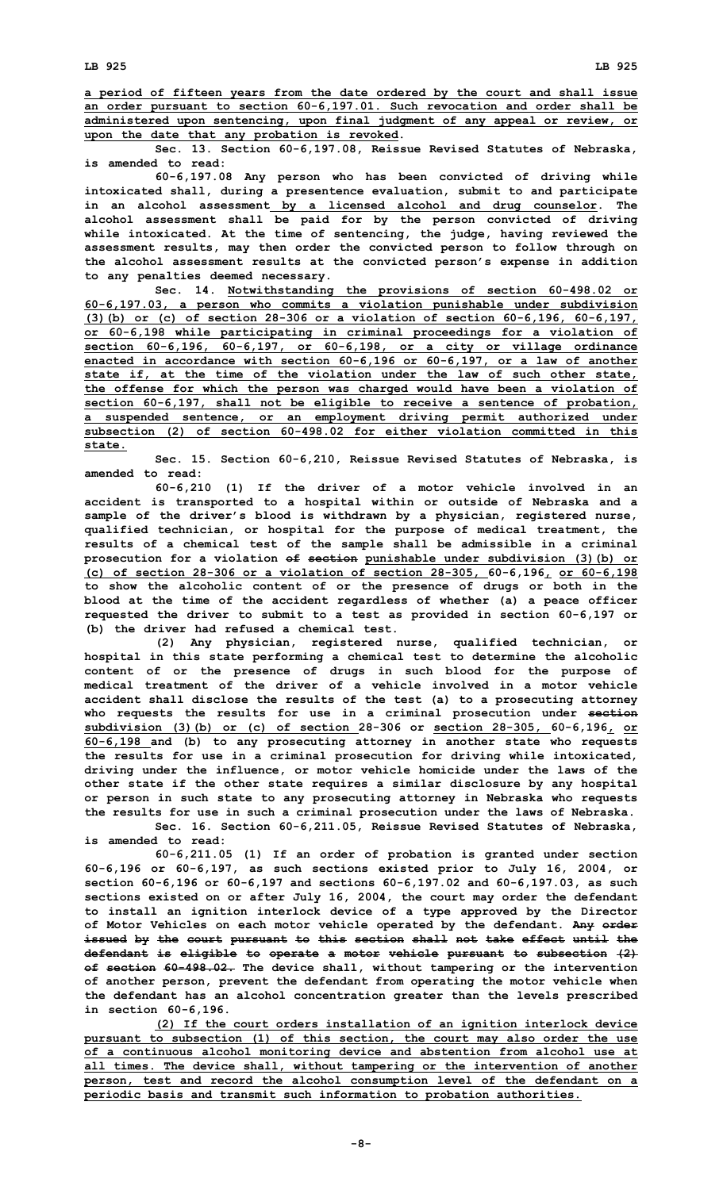a period of fifteen years from the date ordered by the court and shall issue an order pursuant to section 60-6,197.01. Such revocation and order shall be administered upon sentencing, upon final judgment of any appeal or review, or upon the date that any probation is revoked.

Sec. 13. Section 60-6,197.08, Reissue Revised Statutes of Nebraska, is amended to read:

60-6,197.08 Any person who has been convicted of driving while intoxicated shall, during a presentence evaluation, submit to and participate in an alcohol assessment by a licensed alcohol and drug counselor. The alcohol assessment shall be paid for by the person convicted of driving while intoxicated. At the time of sentencing, the judge, having reviewed the assessment results, may then order the convicted person to follow through on the alcohol assessment results at the convicted person's expense in addition to any penalties deemed necessary.

Sec. 14. Notwithstanding the provisions of section 60-498.02 or 60-6,197.03, a person who commits a violation punishable under subdivision (3)(b) or (c) of section 28-306 or a violation of section 60-6,196, 60-6,197, or 60-6,198 while participating in criminal proceedings for a violation of section 60-6,196, 60-6,197, or 60-6,198, or a city or village ordinance enacted in accordance with section 60-6,196 or 60-6,197, or a law of another state if, at the time of the violation under the law of such other state, the offense for which the person was charged would have been a violation of section 60-6,197, shall not be eligible to receive a sentence of probation, a suspended sentence, or an employment driving permit authorized under subsection (2) of section 60-498.02 for either violation committed in this state.

Sec. 15. Section 60-6,210, Reissue Revised Statutes of Nebraska, is amended to read:

60-6,210 (1) If the driver of a motor vehicle involved in an accident is transported to a hospital within or outside of Nebraska and a sample of the driver's blood is withdrawn by a physician, registered nurse, qualified technician, or hospital for the purpose of medical treatment, the results of a chemical test of the sample shall be admissible in a criminal prosecution for a violation ~~of section~~ punishable under subdivision (3)(b) or (c) of section 28-306 or a violation of section 28-305, 60-6,196, or 60-6,198 to show the alcoholic content of or the presence of drugs or both in the blood at the time of the accident regardless of whether (a) a peace officer requested the driver to submit to a test as provided in section 60-6,197 or (b) the driver had refused a chemical test.

(2) Any physician, registered nurse, qualified technician, or hospital in this state performing a chemical test to determine the alcoholic content of or the presence of drugs in such blood for the purpose of medical treatment of the driver of a vehicle involved in a motor vehicle accident shall disclose the results of the test (a) to a prosecuting attorney who requests the results for use in a criminal prosecution under ~~section~~ subdivision (3)(b) or (c) of section 28-306 or section 28-305, 60-6,196, or 60-6,198 and (b) to any prosecuting attorney in another state who requests the results for use in a criminal prosecution for driving while intoxicated, driving under the influence, or motor vehicle homicide under the laws of the other state if the other state requires a similar disclosure by any hospital or person in such state to any prosecuting attorney in Nebraska who requests the results for use in such a criminal prosecution under the laws of Nebraska.

Sec. 16. Section 60-6,211.05, Reissue Revised Statutes of Nebraska, is amended to read:

60-6,211.05 (1) If an order of probation is granted under section 60-6,196 or 60-6,197, as such sections existed prior to July 16, 2004, or section 60-6,196 or 60-6,197 and sections 60-6,197.02 and 60-6,197.03, as such sections existed on or after July 16, 2004, the court may order the defendant to install an ignition interlock device of a type approved by the Director of Motor Vehicles on each motor vehicle operated by the defendant. ~~Any order issued by the court pursuant to this section shall not take effect until the defendant is eligible to operate a motor vehicle pursuant to subsection (2) of section 60-498.02.~~ The device shall, without tampering or the intervention of another person, prevent the defendant from operating the motor vehicle when the defendant has an alcohol concentration greater than the levels prescribed in section 60-6,196.

(2) If the court orders installation of an ignition interlock device pursuant to subsection (1) of this section, the court may also order the use of a continuous alcohol monitoring device and abstention from alcohol use at all times. The device shall, without tampering or the intervention of another person, test and record the alcohol consumption level of the defendant on a periodic basis and transmit such information to probation authorities.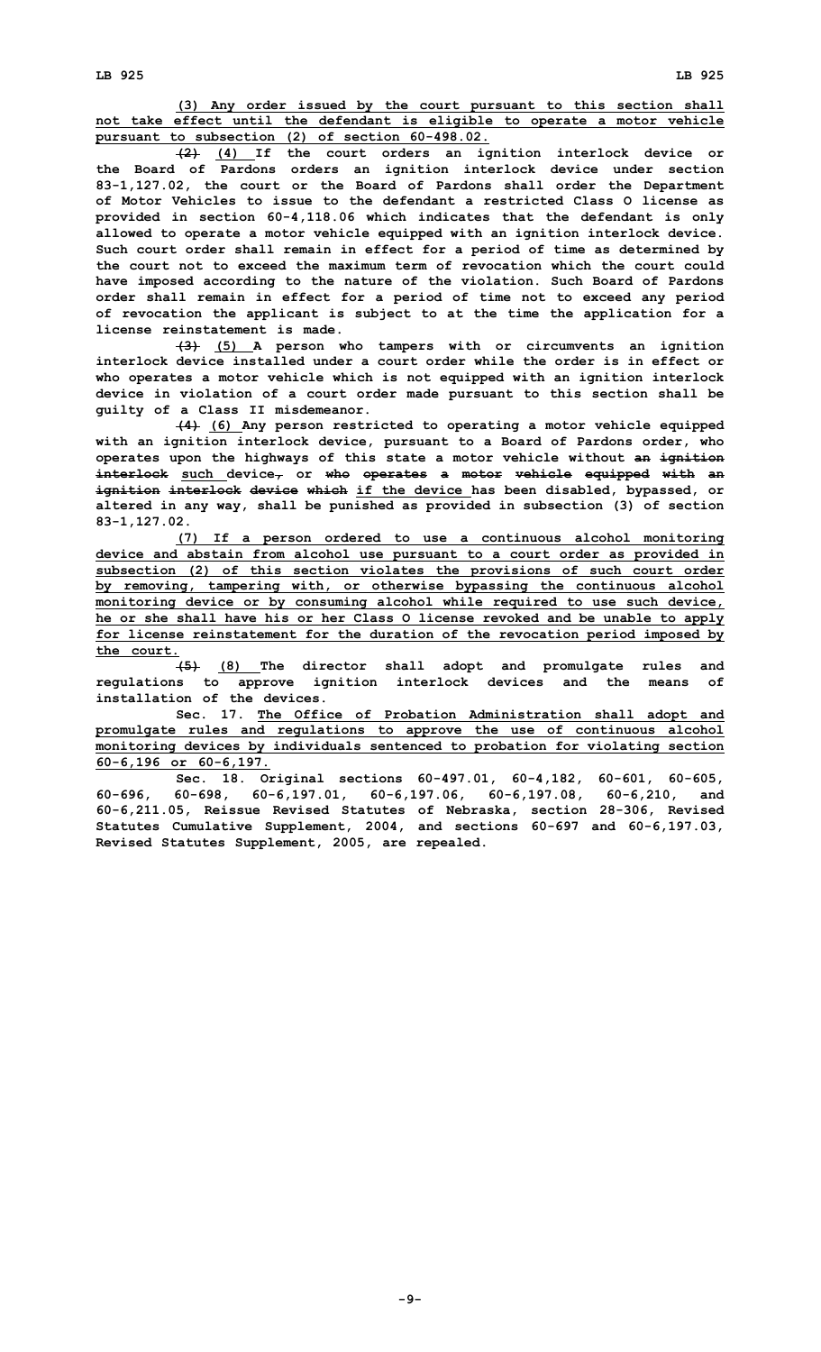(3) Any order issued by the court pursuant to this section shall not take effect until the defendant is eligible to operate a motor vehicle pursuant to subsection (2) of section 60-498.02.

~~(2)~~ (4) If the court orders an ignition interlock device or the Board of Pardons orders an ignition interlock device under section 83-1,127.02, the court or the Board of Pardons shall order the Department of Motor Vehicles to issue to the defendant a restricted Class O license as provided in section 60-4,118.06 which indicates that the defendant is only allowed to operate a motor vehicle equipped with an ignition interlock device. Such court order shall remain in effect for a period of time as determined by the court not to exceed the maximum term of revocation which the court could have imposed according to the nature of the violation. Such Board of Pardons order shall remain in effect for a period of time not to exceed any period of revocation the applicant is subject to at the time the application for a license reinstatement is made.

~~(3)~~ (5) A person who tampers with or circumvents an ignition interlock device installed under a court order while the order is in effect or who operates a motor vehicle which is not equipped with an ignition interlock device in violation of a court order made pursuant to this section shall be guilty of a Class II misdemeanor.

~~(4)~~ (6) Any person restricted to operating a motor vehicle equipped with an ignition interlock device, pursuant to a Board of Pardons order, who operates upon the highways of this state a motor vehicle without ~~an ignition interlock~~ such device~~,~~ or ~~who operates a motor vehicle equipped with an ignition interlock device which~~ if the device has been disabled, bypassed, or altered in any way, shall be punished as provided in subsection (3) of section 83-1,127.02.

(7) If a person ordered to use a continuous alcohol monitoring device and abstain from alcohol use pursuant to a court order as provided in subsection (2) of this section violates the provisions of such court order by removing, tampering with, or otherwise bypassing the continuous alcohol monitoring device or by consuming alcohol while required to use such device, he or she shall have his or her Class O license revoked and be unable to apply for license reinstatement for the duration of the revocation period imposed by the court.

~~(5)~~ (8) The director shall adopt and promulgate rules and regulations to approve ignition interlock devices and the means of installation of the devices.

Sec. 17. The Office of Probation Administration shall adopt and promulgate rules and regulations to approve the use of continuous alcohol monitoring devices by individuals sentenced to probation for violating section 60-6,196 or 60-6,197.

Sec. 18. Original sections 60-497.01, 60-4,182, 60-601, 60-605, 60-696, 60-698, 60-6,197.01, 60-6,197.06, 60-6,197.08, 60-6,210, and 60-6,211.05, Reissue Revised Statutes of Nebraska, section 28-306, Revised Statutes Cumulative Supplement, 2004, and sections 60-697 and 60-6,197.03, Revised Statutes Supplement, 2005, are repealed.